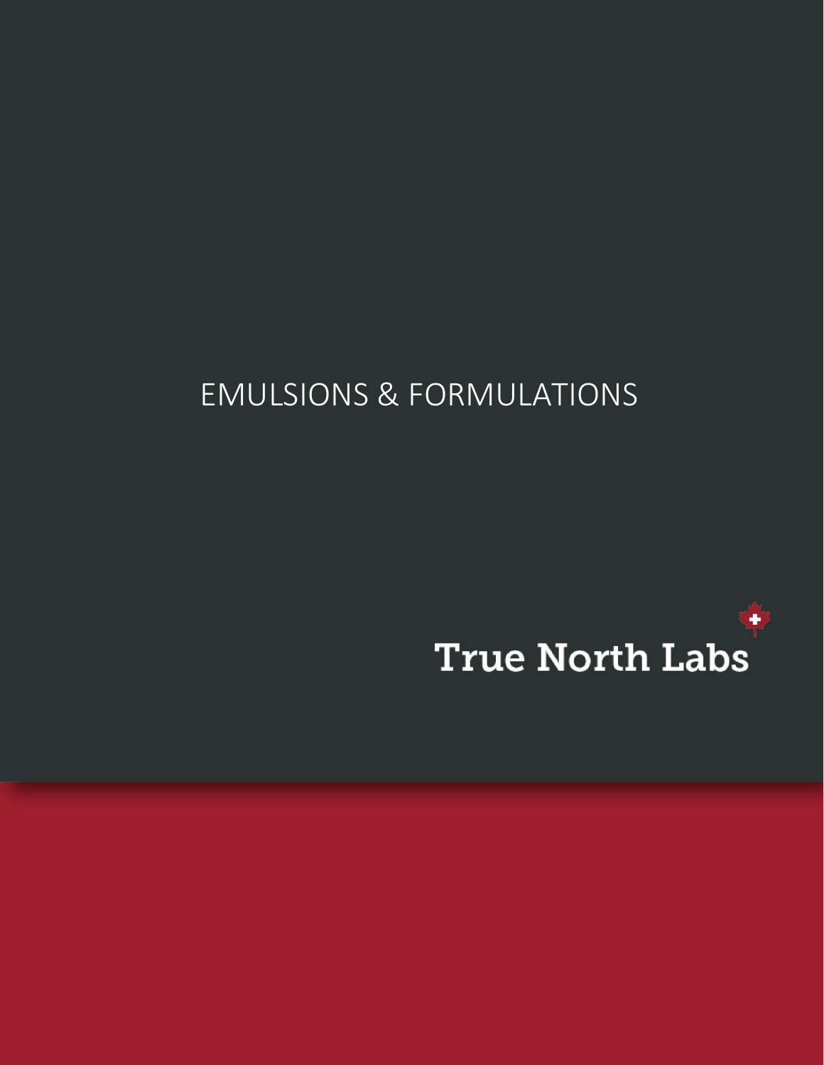# EMULSIONS & FORMULATIONS

True North Labs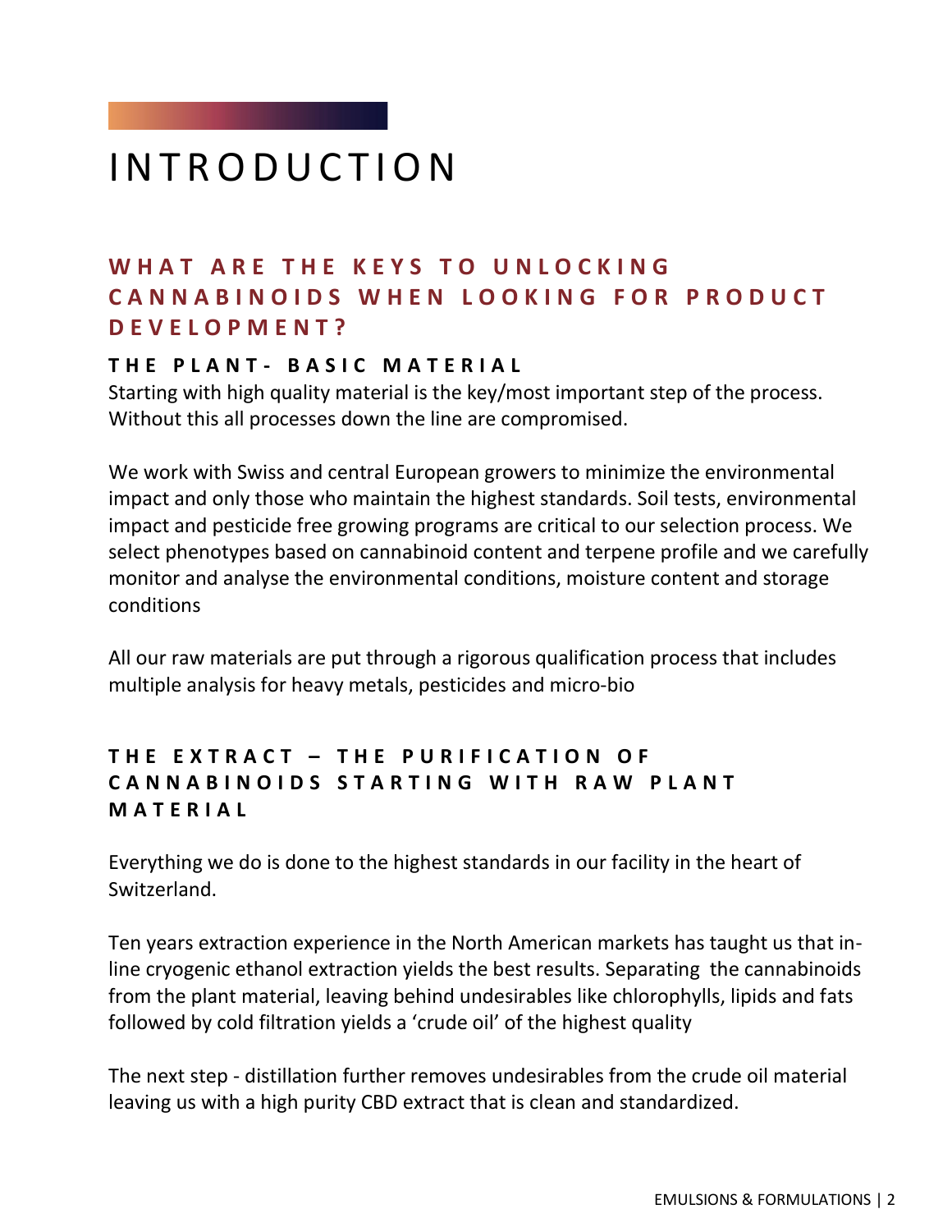# INTRODUCTION

## WHAT ARE THE KEYS TO UNLOCKING CANNABINOIDS WHEN LOOKING FOR PRODUCT DEVELOPMENT?

### THE PLANT- BASIC MATERIAL

Starting with high quality material is the key/most important step of the process. Without this all processes down the line are compromised.

We work with Swiss and central European growers to minimize the environmental impact and only those who maintain the highest standards. Soil tests, environmental impact and pesticide free growing programs are critical to our selection process. We select phenotypes based on cannabinoid content and terpene profile and we carefully monitor and analyse the environmental conditions, moisture content and storage conditions

All our raw materials are put through a rigorous qualification process that includes multiple analysis for heavy metals, pesticides and micro-bio

### THE EXTRACT – THE PURIFICATION OF CANNABINOIDS STARTING WITH RAW PLANT MATERIAL

Everything we do is done to the highest standards in our facility in the heart of Switzerland.

Ten years extraction experience in the North American markets has taught us that in-line cryogenic ethanol extraction yields the best results. Separating the cannabinoids from the plant material, leaving behind undesirables like chlorophylls, lipids and fats followed by cold filtration yields a 'crude oil' of the highest quality

The next step - distillation further removes undesirables from the crude oil material leaving us with a high purity CBD extract that is clean and standardized.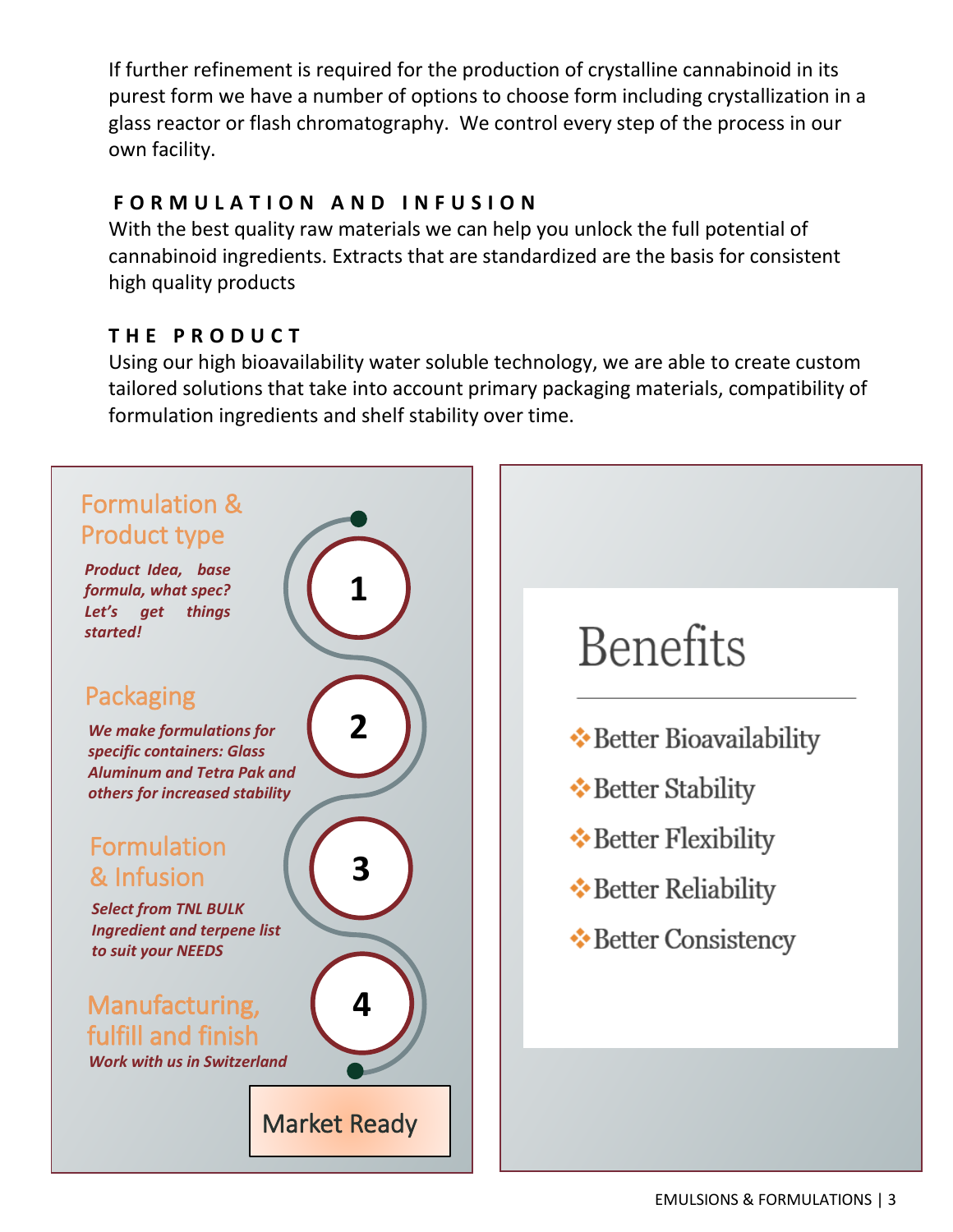If further refinement is required for the production of crystalline cannabinoid in its purest form we have a number of options to choose form including crystallization in a glass reactor or flash chromatography. We control every step of the process in our own facility.

## FORMULATION AND INFUSION

With the best quality raw materials we can help you unlock the full potential of cannabinoid ingredients. Extracts that are standardized are the basis for consistent high quality products

## THE PRODUCT

Using our high bioavailability water soluble technology, we are able to create custom tailored solutions that take into account primary packaging materials, compatibility of formulation ingredients and shelf stability over time.

### 1. Formulation & Product type

***Product Idea, base formula, what spec? Let's get things started!***

### 2. Packaging

***We make formulations for specific containers: Glass Aluminum and Tetra Pak and others for increased stability***

### 3. Formulation & Infusion

***Select from TNL BULK Ingredient and terpene list to suit your NEEDS***

### 4. Manufacturing, fulfill and finish

***Work with us in Switzerland***

**Market Ready**

## Benefits

- Better Bioavailability
- Better Stability
- Better Flexibility
- Better Reliability
- Better Consistency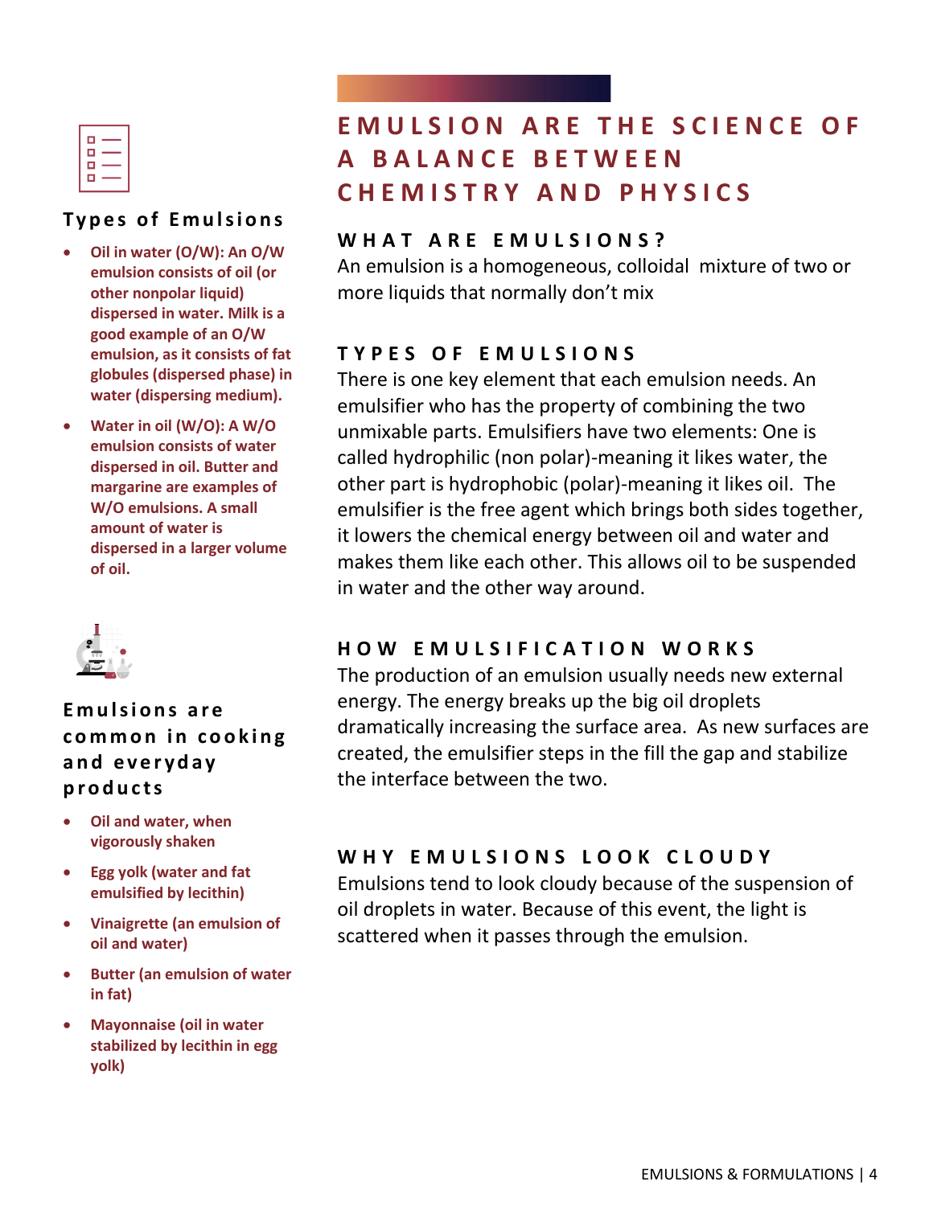# EMULSION ARE THE SCIENCE OF A BALANCE BETWEEN CHEMISTRY AND PHYSICS

## WHAT ARE EMULSIONS?

An emulsion is a homogeneous, colloidal  mixture of two or more liquids that normally don't mix

## TYPES OF EMULSIONS

There is one key element that each emulsion needs. An emulsifier who has the property of combining the two unmixable parts. Emulsifiers have two elements: One is called hydrophilic (non polar)-meaning it likes water, the other part is hydrophobic (polar)-meaning it likes oil.  The emulsifier is the free agent which brings both sides together, it lowers the chemical energy between oil and water and makes them like each other. This allows oil to be suspended in water and the other way around.

## HOW EMULSIFICATION WORKS

The production of an emulsion usually needs new external energy. The energy breaks up the big oil droplets dramatically increasing the surface area.  As new surfaces are created, the emulsifier steps in the fill the gap and stabilize the interface between the two.

## WHY EMULSIONS LOOK CLOUDY

Emulsions tend to look cloudy because of the suspension of oil droplets in water. Because of this event, the light is scattered when it passes through the emulsion.

### Types of Emulsions

- **Oil in water (O/W): An O/W emulsion consists of oil (or other nonpolar liquid) dispersed in water. Milk is a good example of an O/W emulsion, as it consists of fat globules (dispersed phase) in water (dispersing medium).**
- **Water in oil (W/O): A W/O emulsion consists of water dispersed in oil. Butter and margarine are examples of W/O emulsions. A small amount of water is dispersed in a larger volume of oil.**

### Emulsions are common in cooking and everyday products

- **Oil and water, when vigorously shaken**
- **Egg yolk (water and fat emulsified by lecithin)**
- **Vinaigrette (an emulsion of oil and water)**
- **Butter (an emulsion of water in fat)**
- **Mayonnaise (oil in water stabilized by lecithin in egg yolk)**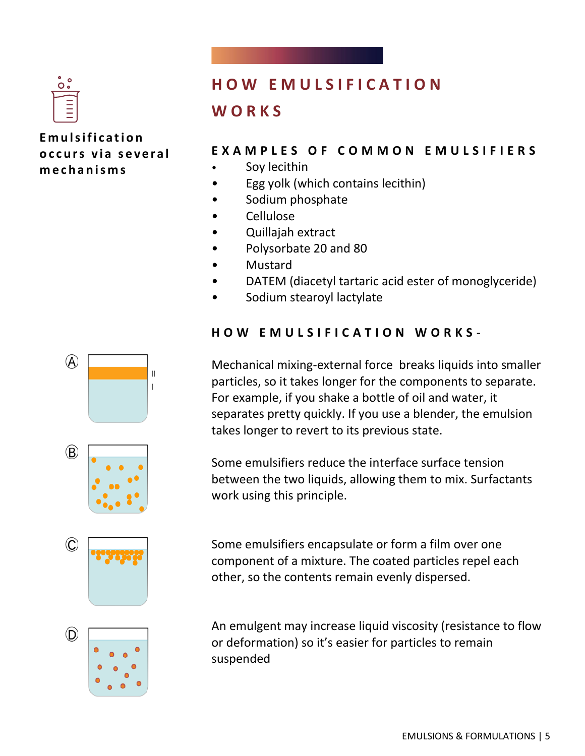Emulsification occurs via several mechanisms

# HOW EMULSIFICATION WORKS

### EXAMPLES OF COMMON EMULSIFIERS

- Soy lecithin
- Egg yolk (which contains lecithin)
- Sodium phosphate
- Cellulose
- Quillajah extract
- Polysorbate 20 and 80
- Mustard
- DATEM (diacetyl tartaric acid ester of monoglyceride)
- Sodium stearoyl lactylate

### HOW EMULSIFICATION WORKS-

Ⓐ

Mechanical mixing-external force breaks liquids into smaller particles, so it takes longer for the components to separate. For example, if you shake a bottle of oil and water, it separates pretty quickly. If you use a blender, the emulsion takes longer to revert to its previous state.

Ⓑ

Some emulsifiers reduce the interface surface tension between the two liquids, allowing them to mix. Surfactants work using this principle.

Ⓒ

Some emulsifiers encapsulate or form a film over one component of a mixture. The coated particles repel each other, so the contents remain evenly dispersed.

Ⓓ

An emulgent may increase liquid viscosity (resistance to flow or deformation) so it's easier for particles to remain suspended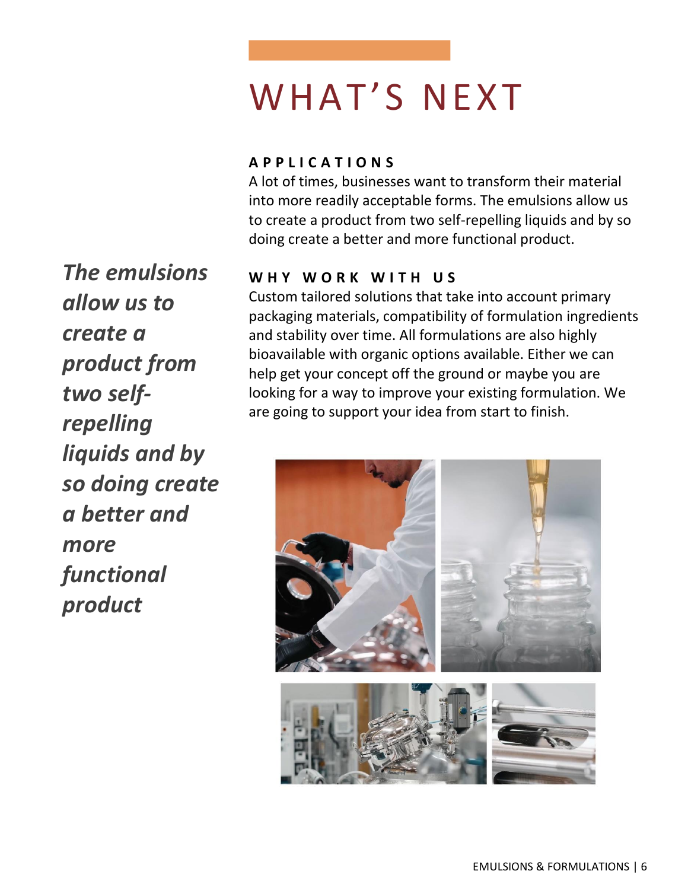# WHAT'S NEXT

### APPLICATIONS

A lot of times, businesses want to transform their material into more readily acceptable forms. The emulsions allow us to create a product from two self-repelling liquids and by so doing create a better and more functional product.

***The emulsions allow us to create a product from two self-repelling liquids and by so doing create a better and more functional product***

### WHY WORK WITH US

Custom tailored solutions that take into account primary packaging materials, compatibility of formulation ingredients and stability over time. All formulations are also highly bioavailable with organic options available. Either we can help get your concept off the ground or maybe you are looking for a way to improve your existing formulation. We are going to support your idea from start to finish.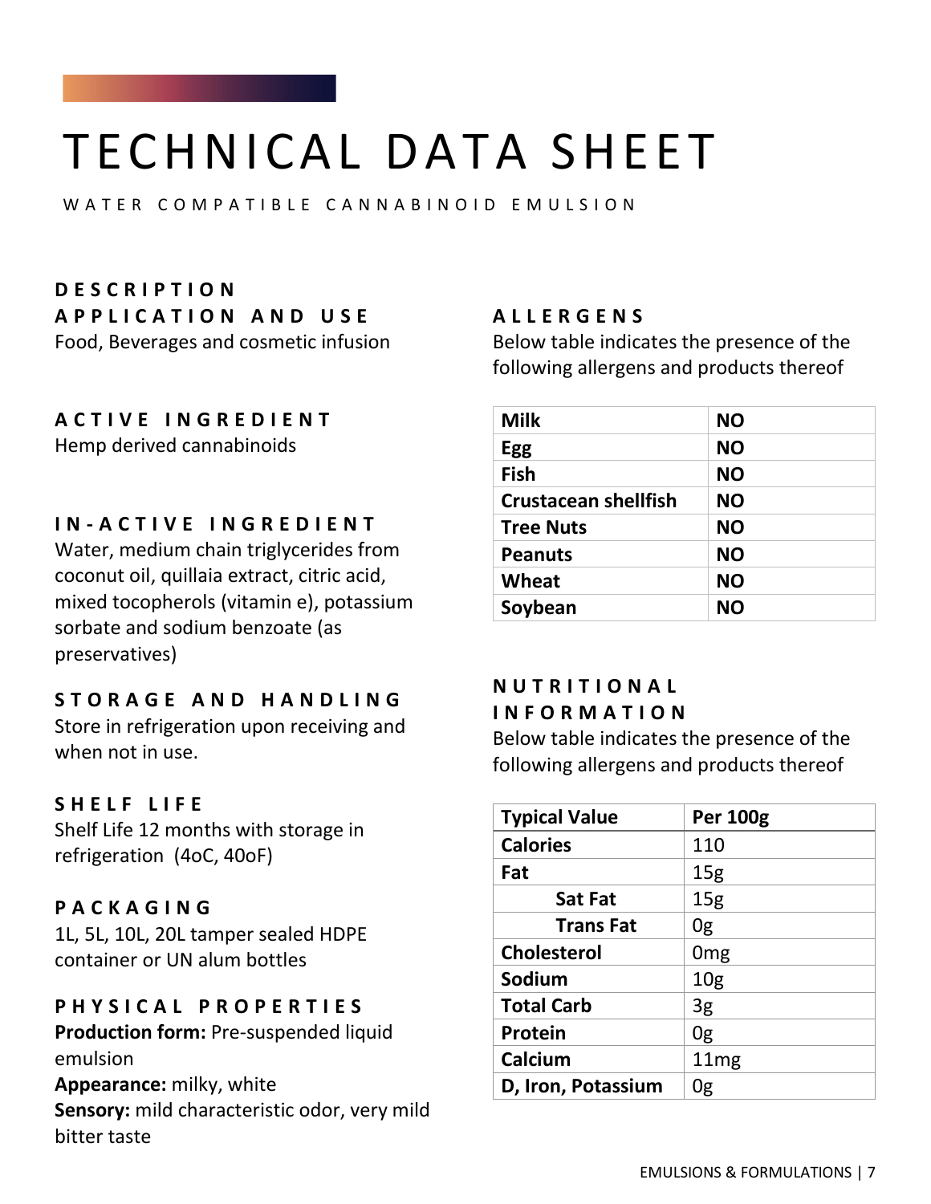# TECHNICAL DATA SHEET

WATER COMPATIBLE CANNABINOID EMULSION

## DESCRIPTION

## APPLICATION AND USE

Food, Beverages and cosmetic infusion

## ACTIVE INGREDIENT

Hemp derived cannabinoids

## IN-ACTIVE INGREDIENT

Water, medium chain triglycerides from coconut oil, quillaia extract, citric acid, mixed tocopherols (vitamin e), potassium sorbate and sodium benzoate (as preservatives)

## STORAGE AND HANDLING

Store in refrigeration upon receiving and when not in use.

## SHELF LIFE

Shelf Life 12 months with storage in refrigeration (4oC, 40oF)

## PACKAGING

1L, 5L, 10L, 20L tamper sealed HDPE container or UN alum bottles

## PHYSICAL PROPERTIES

**Production form:** Pre-suspended liquid emulsion

**Appearance:** milky, white

**Sensory:** mild characteristic odor, very mild bitter taste

## ALLERGENS

Below table indicates the presence of the following allergens and products thereof

| | |
|---|---|
| **Milk** | **NO** |
| **Egg** | **NO** |
| **Fish** | **NO** |
| **Crustacean shellfish** | **NO** |
| **Tree Nuts** | **NO** |
| **Peanuts** | **NO** |
| **Wheat** | **NO** |
| **Soybean** | **NO** |

## NUTRITIONAL INFORMATION

Below table indicates the presence of the following allergens and products thereof

| **Typical Value** | **Per 100g** |
|---|---|
| **Calories** | 110 |
| **Fat** | 15g |
| **Sat Fat** | 15g |
| **Trans Fat** | 0g |
| **Cholesterol** | 0mg |
| **Sodium** | 10g |
| **Total Carb** | 3g |
| **Protein** | 0g |
| **Calcium** | 11mg |
| **D, Iron, Potassium** | 0g |